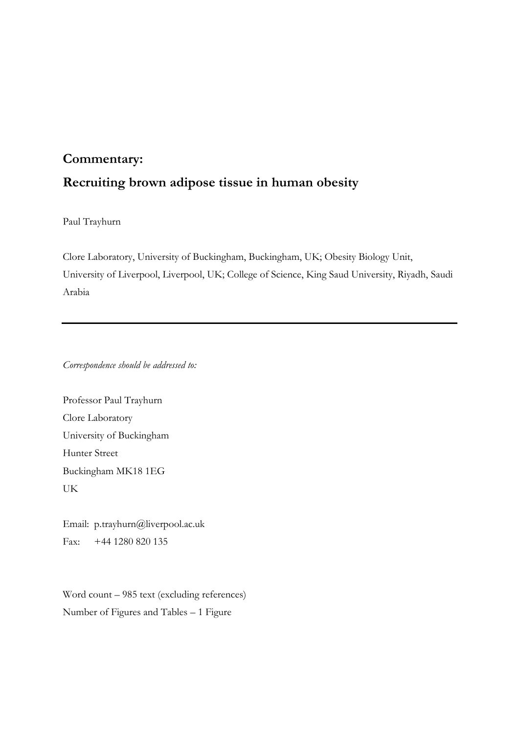## Commentary:

# Recruiting brown adipose tissue in human obesity

Paul Trayhurn

Clore Laboratory, University of Buckingham, Buckingham, UK; Obesity Biology Unit, University of Liverpool, Liverpool, UK; College of Science, King Saud University, Riyadh, Saudi Arabia

---

*Correspondence should be addressed to:*

Professor Paul Trayhurn
Clore Laboratory
University of Buckingham
Hunter Street
Buckingham MK18 1EG
UK

Email: p.trayhurn@liverpool.ac.uk
Fax: +44 1280 820 135

Word count – 985 text (excluding references)
Number of Figures and Tables – 1 Figure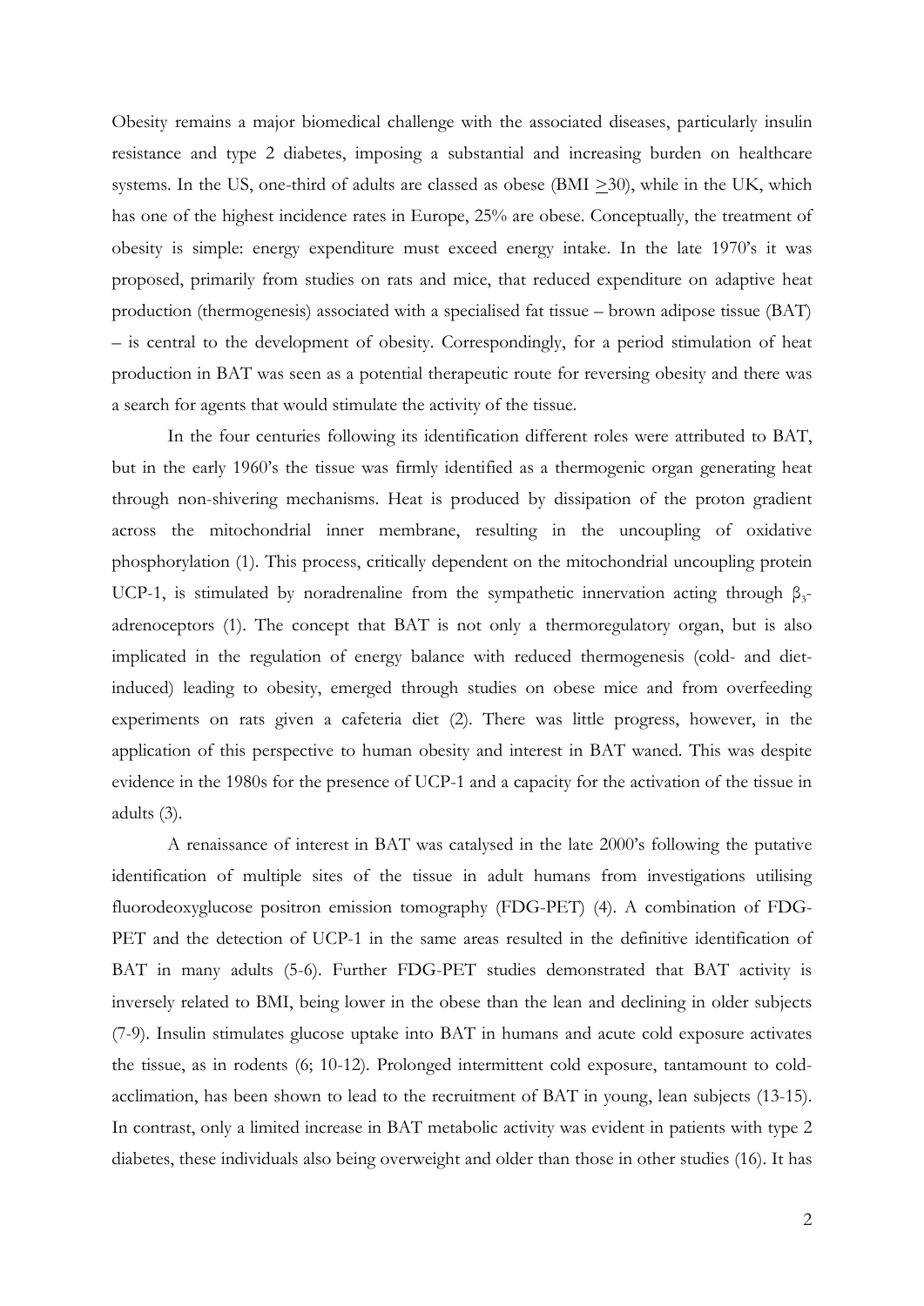Obesity remains a major biomedical challenge with the associated diseases, particularly insulin resistance and type 2 diabetes, imposing a substantial and increasing burden on healthcare systems. In the US, one-third of adults are classed as obese (BMI $\geq$30), while in the UK, which has one of the highest incidence rates in Europe, 25% are obese. Conceptually, the treatment of obesity is simple: energy expenditure must exceed energy intake. In the late 1970's it was proposed, primarily from studies on rats and mice, that reduced expenditure on adaptive heat production (thermogenesis) associated with a specialised fat tissue – brown adipose tissue (BAT) – is central to the development of obesity. Correspondingly, for a period stimulation of heat production in BAT was seen as a potential therapeutic route for reversing obesity and there was a search for agents that would stimulate the activity of the tissue.

In the four centuries following its identification different roles were attributed to BAT, but in the early 1960's the tissue was firmly identified as a thermogenic organ generating heat through non-shivering mechanisms. Heat is produced by dissipation of the proton gradient across the mitochondrial inner membrane, resulting in the uncoupling of oxidative phosphorylation (1). This process, critically dependent on the mitochondrial uncoupling protein UCP-1, is stimulated by noradrenaline from the sympathetic innervation acting through $\beta_3$-adrenoceptors (1). The concept that BAT is not only a thermoregulatory organ, but is also implicated in the regulation of energy balance with reduced thermogenesis (cold- and diet-induced) leading to obesity, emerged through studies on obese mice and from overfeeding experiments on rats given a cafeteria diet (2). There was little progress, however, in the application of this perspective to human obesity and interest in BAT waned. This was despite evidence in the 1980s for the presence of UCP-1 and a capacity for the activation of the tissue in adults (3).

A renaissance of interest in BAT was catalysed in the late 2000's following the putative identification of multiple sites of the tissue in adult humans from investigations utilising fluorodeoxyglucose positron emission tomography (FDG-PET) (4). A combination of FDG-PET and the detection of UCP-1 in the same areas resulted in the definitive identification of BAT in many adults (5-6). Further FDG-PET studies demonstrated that BAT activity is inversely related to BMI, being lower in the obese than the lean and declining in older subjects (7-9). Insulin stimulates glucose uptake into BAT in humans and acute cold exposure activates the tissue, as in rodents (6; 10-12). Prolonged intermittent cold exposure, tantamount to cold-acclimation, has been shown to lead to the recruitment of BAT in young, lean subjects (13-15). In contrast, only a limited increase in BAT metabolic activity was evident in patients with type 2 diabetes, these individuals also being overweight and older than those in other studies (16). It has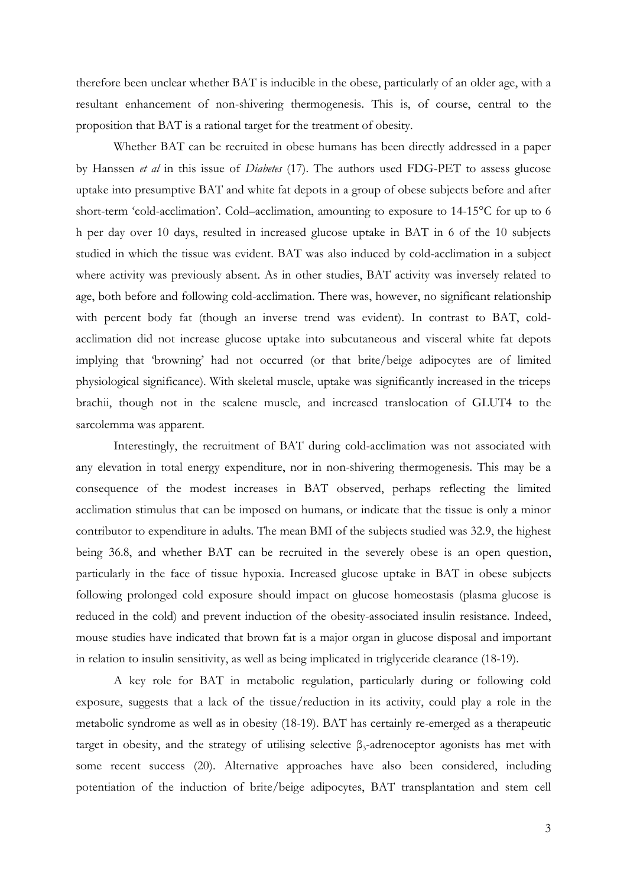therefore been unclear whether BAT is inducible in the obese, particularly of an older age, with a resultant enhancement of non-shivering thermogenesis. This is, of course, central to the proposition that BAT is a rational target for the treatment of obesity.

Whether BAT can be recruited in obese humans has been directly addressed in a paper by Hanssen *et al* in this issue of *Diabetes* (17). The authors used FDG-PET to assess glucose uptake into presumptive BAT and white fat depots in a group of obese subjects before and after short-term 'cold-acclimation'. Cold–acclimation, amounting to exposure to 14-15°C for up to 6 h per day over 10 days, resulted in increased glucose uptake in BAT in 6 of the 10 subjects studied in which the tissue was evident. BAT was also induced by cold-acclimation in a subject where activity was previously absent. As in other studies, BAT activity was inversely related to age, both before and following cold-acclimation. There was, however, no significant relationship with percent body fat (though an inverse trend was evident). In contrast to BAT, cold-acclimation did not increase glucose uptake into subcutaneous and visceral white fat depots implying that 'browning' had not occurred (or that brite/beige adipocytes are of limited physiological significance). With skeletal muscle, uptake was significantly increased in the triceps brachii, though not in the scalene muscle, and increased translocation of GLUT4 to the sarcolemma was apparent.

Interestingly, the recruitment of BAT during cold-acclimation was not associated with any elevation in total energy expenditure, nor in non-shivering thermogenesis. This may be a consequence of the modest increases in BAT observed, perhaps reflecting the limited acclimation stimulus that can be imposed on humans, or indicate that the tissue is only a minor contributor to expenditure in adults. The mean BMI of the subjects studied was 32.9, the highest being 36.8, and whether BAT can be recruited in the severely obese is an open question, particularly in the face of tissue hypoxia. Increased glucose uptake in BAT in obese subjects following prolonged cold exposure should impact on glucose homeostasis (plasma glucose is reduced in the cold) and prevent induction of the obesity-associated insulin resistance. Indeed, mouse studies have indicated that brown fat is a major organ in glucose disposal and important in relation to insulin sensitivity, as well as being implicated in triglyceride clearance (18-19).

A key role for BAT in metabolic regulation, particularly during or following cold exposure, suggests that a lack of the tissue/reduction in its activity, could play a role in the metabolic syndrome as well as in obesity (18-19). BAT has certainly re-emerged as a therapeutic target in obesity, and the strategy of utilising selective $\beta_3$-adrenoceptor agonists has met with some recent success (20). Alternative approaches have also been considered, including potentiation of the induction of brite/beige adipocytes, BAT transplantation and stem cell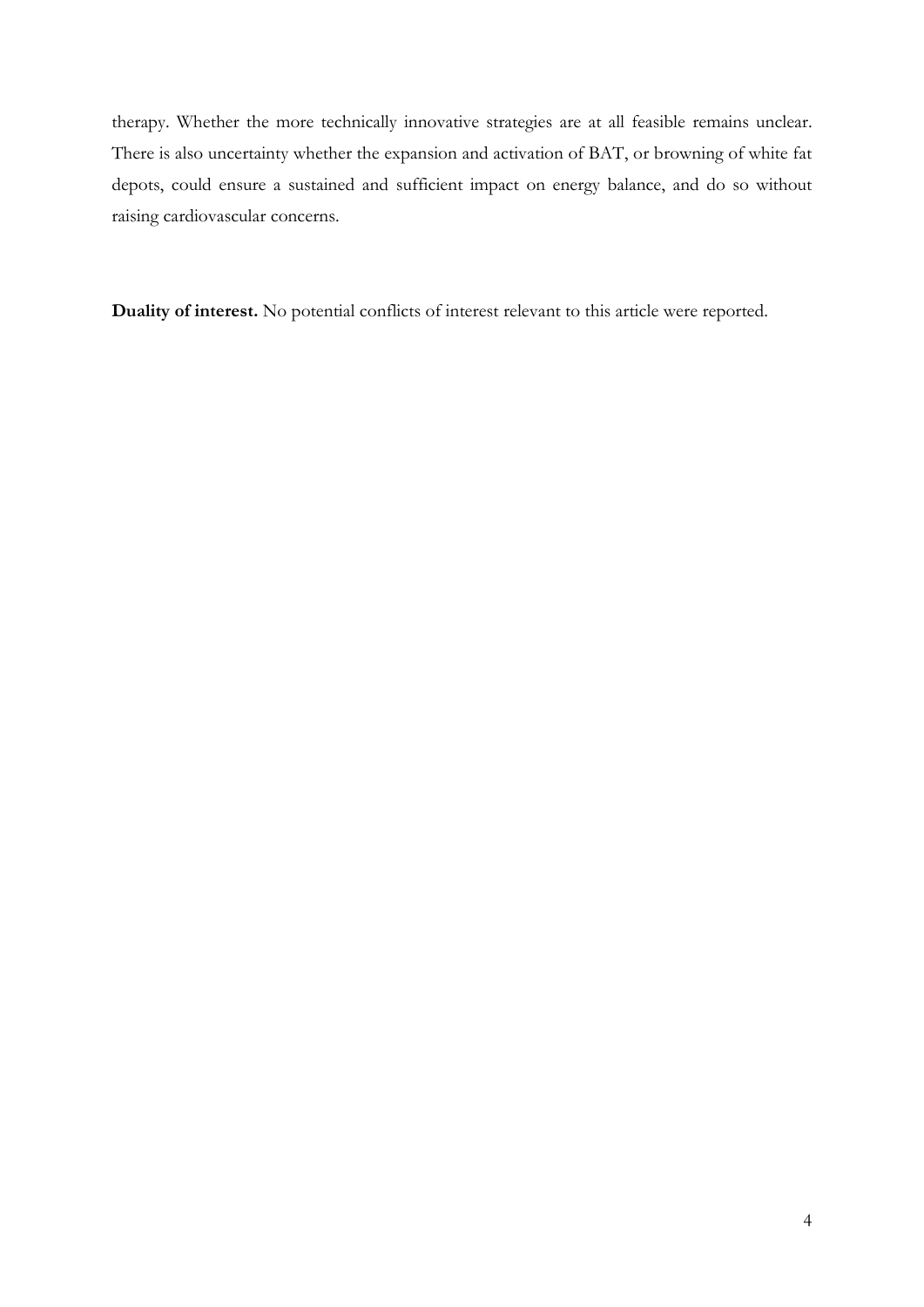therapy. Whether the more technically innovative strategies are at all feasible remains unclear. There is also uncertainty whether the expansion and activation of BAT, or browning of white fat depots, could ensure a sustained and sufficient impact on energy balance, and do so without raising cardiovascular concerns.

**Duality of interest.** No potential conflicts of interest relevant to this article were reported.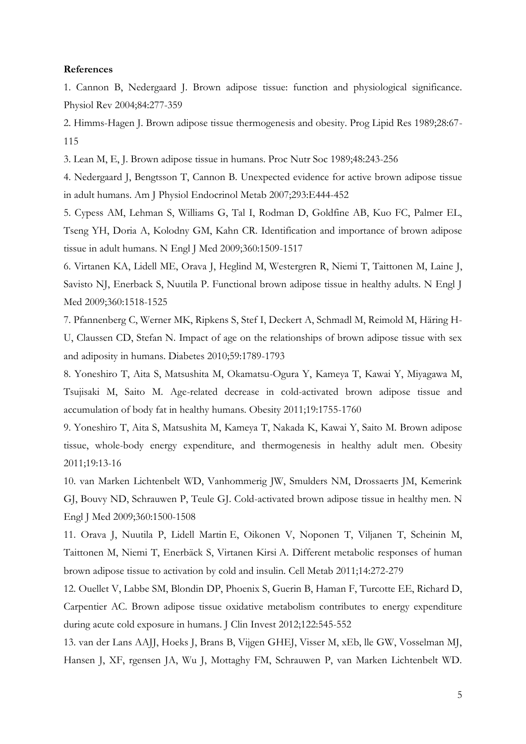**References**

1. Cannon B, Nedergaard J. Brown adipose tissue: function and physiological significance. Physiol Rev 2004;84:277-359

2. Himms-Hagen J. Brown adipose tissue thermogenesis and obesity. Prog Lipid Res 1989;28:67-115

3. Lean M, E, J. Brown adipose tissue in humans. Proc Nutr Soc 1989;48:243-256

4. Nedergaard J, Bengtsson T, Cannon B. Unexpected evidence for active brown adipose tissue in adult humans. Am J Physiol Endocrinol Metab 2007;293:E444-452

5. Cypess AM, Lehman S, Williams G, Tal I, Rodman D, Goldfine AB, Kuo FC, Palmer EL, Tseng YH, Doria A, Kolodny GM, Kahn CR. Identification and importance of brown adipose tissue in adult humans. N Engl J Med 2009;360:1509-1517

6. Virtanen KA, Lidell ME, Orava J, Heglind M, Westergren R, Niemi T, Taittonen M, Laine J, Savisto NJ, Enerback S, Nuutila P. Functional brown adipose tissue in healthy adults. N Engl J Med 2009;360:1518-1525

7. Pfannenberg C, Werner MK, Ripkens S, Stef I, Deckert A, Schmadl M, Reimold M, Häring H-U, Claussen CD, Stefan N. Impact of age on the relationships of brown adipose tissue with sex and adiposity in humans. Diabetes 2010;59:1789-1793

8. Yoneshiro T, Aita S, Matsushita M, Okamatsu-Ogura Y, Kameya T, Kawai Y, Miyagawa M, Tsujisaki M, Saito M. Age-related decrease in cold-activated brown adipose tissue and accumulation of body fat in healthy humans. Obesity 2011;19:1755-1760

9. Yoneshiro T, Aita S, Matsushita M, Kameya T, Nakada K, Kawai Y, Saito M. Brown adipose tissue, whole-body energy expenditure, and thermogenesis in healthy adult men. Obesity 2011;19:13-16

10. van Marken Lichtenbelt WD, Vanhommerig JW, Smulders NM, Drossaerts JM, Kemerink GJ, Bouvy ND, Schrauwen P, Teule GJ. Cold-activated brown adipose tissue in healthy men. N Engl J Med 2009;360:1500-1508

11. Orava J, Nuutila P, Lidell Martin E, Oikonen V, Noponen T, Viljanen T, Scheinin M, Taittonen M, Niemi T, Enerbäck S, Virtanen Kirsi A. Different metabolic responses of human brown adipose tissue to activation by cold and insulin. Cell Metab 2011;14:272-279

12. Ouellet V, Labbe SM, Blondin DP, Phoenix S, Guerin B, Haman F, Turcotte EE, Richard D, Carpentier AC. Brown adipose tissue oxidative metabolism contributes to energy expenditure during acute cold exposure in humans. J Clin Invest 2012;122:545-552

13. van der Lans AAJJ, Hoeks J, Brans B, Vijgen GHEJ, Visser M, xEb, lle GW, Vosselman MJ, Hansen J, XF, rgensen JA, Wu J, Mottaghy FM, Schrauwen P, van Marken Lichtenbelt WD.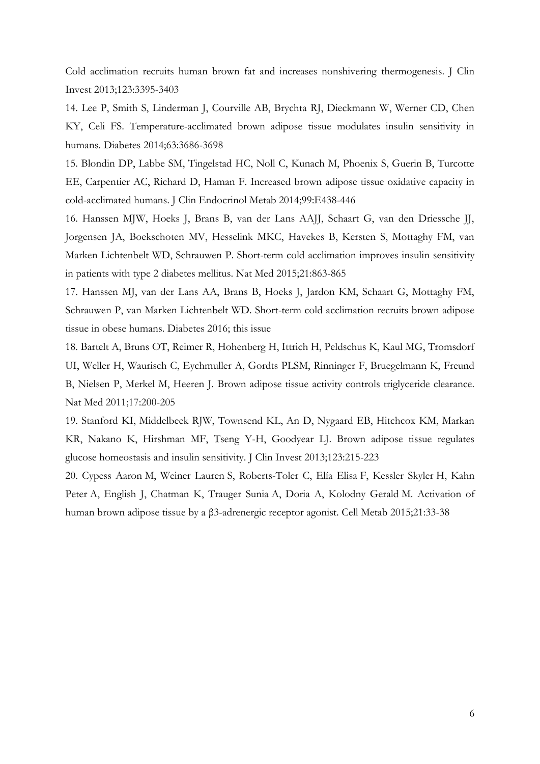Cold acclimation recruits human brown fat and increases nonshivering thermogenesis. J Clin Invest 2013;123:3395-3403

14. Lee P, Smith S, Linderman J, Courville AB, Brychta RJ, Dieckmann W, Werner CD, Chen KY, Celi FS. Temperature-acclimated brown adipose tissue modulates insulin sensitivity in humans. Diabetes 2014;63:3686-3698

15. Blondin DP, Labbe SM, Tingelstad HC, Noll C, Kunach M, Phoenix S, Guerin B, Turcotte EE, Carpentier AC, Richard D, Haman F. Increased brown adipose tissue oxidative capacity in cold-acclimated humans. J Clin Endocrinol Metab 2014;99:E438-446

16. Hanssen MJW, Hoeks J, Brans B, van der Lans AAJJ, Schaart G, van den Driessche JJ, Jorgensen JA, Boekschoten MV, Hesselink MKC, Havekes B, Kersten S, Mottaghy FM, van Marken Lichtenbelt WD, Schrauwen P. Short-term cold acclimation improves insulin sensitivity in patients with type 2 diabetes mellitus. Nat Med 2015;21:863-865

17. Hanssen MJ, van der Lans AA, Brans B, Hoeks J, Jardon KM, Schaart G, Mottaghy FM, Schrauwen P, van Marken Lichtenbelt WD. Short-term cold acclimation recruits brown adipose tissue in obese humans. Diabetes 2016; this issue

18. Bartelt A, Bruns OT, Reimer R, Hohenberg H, Ittrich H, Peldschus K, Kaul MG, Tromsdorf UI, Weller H, Waurisch C, Eychmuller A, Gordts PLSM, Rinninger F, Bruegelmann K, Freund B, Nielsen P, Merkel M, Heeren J. Brown adipose tissue activity controls triglyceride clearance. Nat Med 2011;17:200-205

19. Stanford KI, Middelbeek RJW, Townsend KL, An D, Nygaard EB, Hitchcox KM, Markan KR, Nakano K, Hirshman MF, Tseng Y-H, Goodyear LJ. Brown adipose tissue regulates glucose homeostasis and insulin sensitivity. J Clin Invest 2013;123:215-223

20. Cypess Aaron M, Weiner Lauren S, Roberts-Toler C, Elía Elisa F, Kessler Skyler H, Kahn Peter A, English J, Chatman K, Trauger Sunia A, Doria A, Kolodny Gerald M. Activation of human brown adipose tissue by a β3-adrenergic receptor agonist. Cell Metab 2015;21:33-38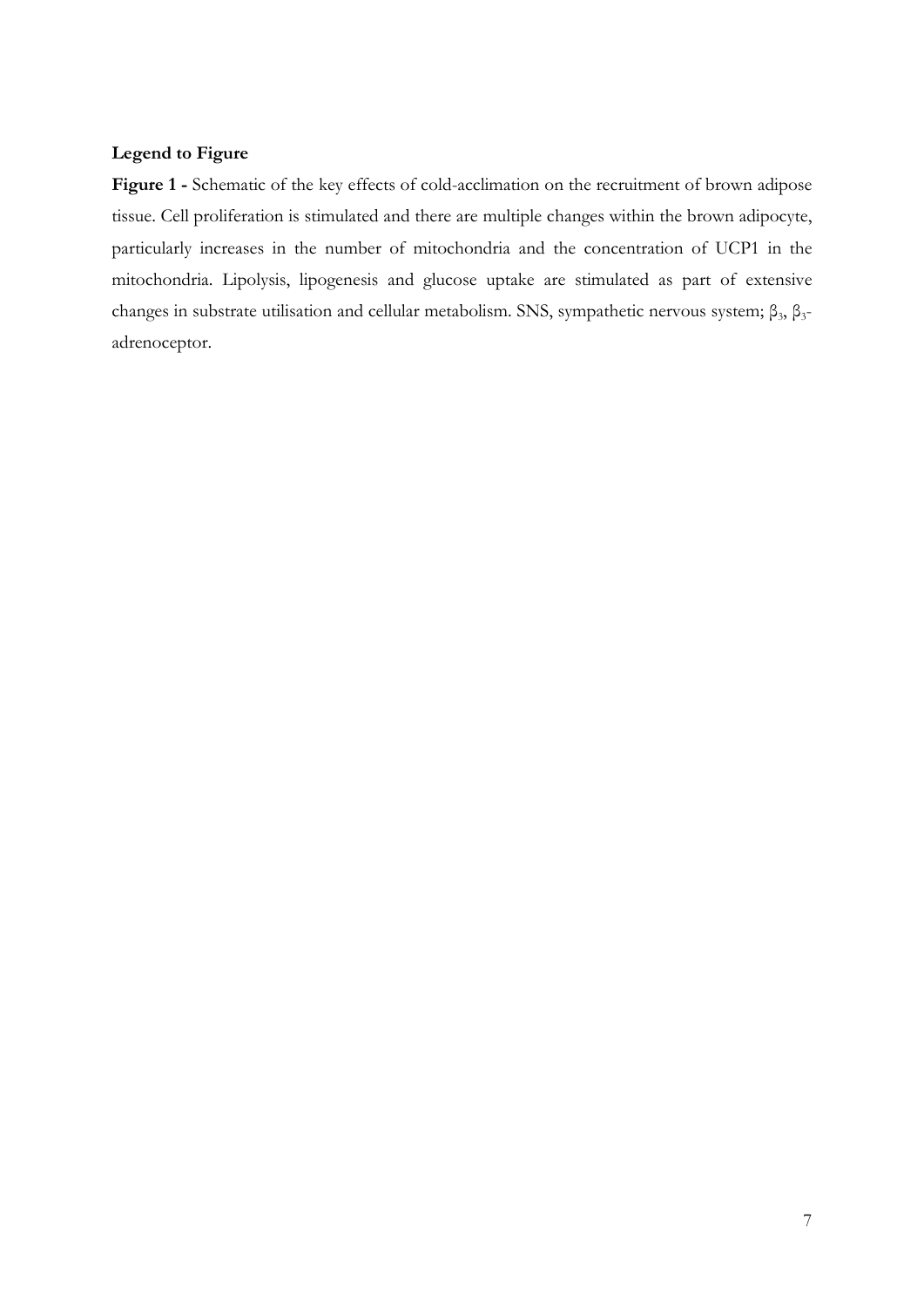**Legend to Figure**

**Figure 1 -** Schematic of the key effects of cold-acclimation on the recruitment of brown adipose tissue. Cell proliferation is stimulated and there are multiple changes within the brown adipocyte, particularly increases in the number of mitochondria and the concentration of UCP1 in the mitochondria. Lipolysis, lipogenesis and glucose uptake are stimulated as part of extensive changes in substrate utilisation and cellular metabolism. SNS, sympathetic nervous system; $\beta_3$, $\beta_3$-adrenoceptor.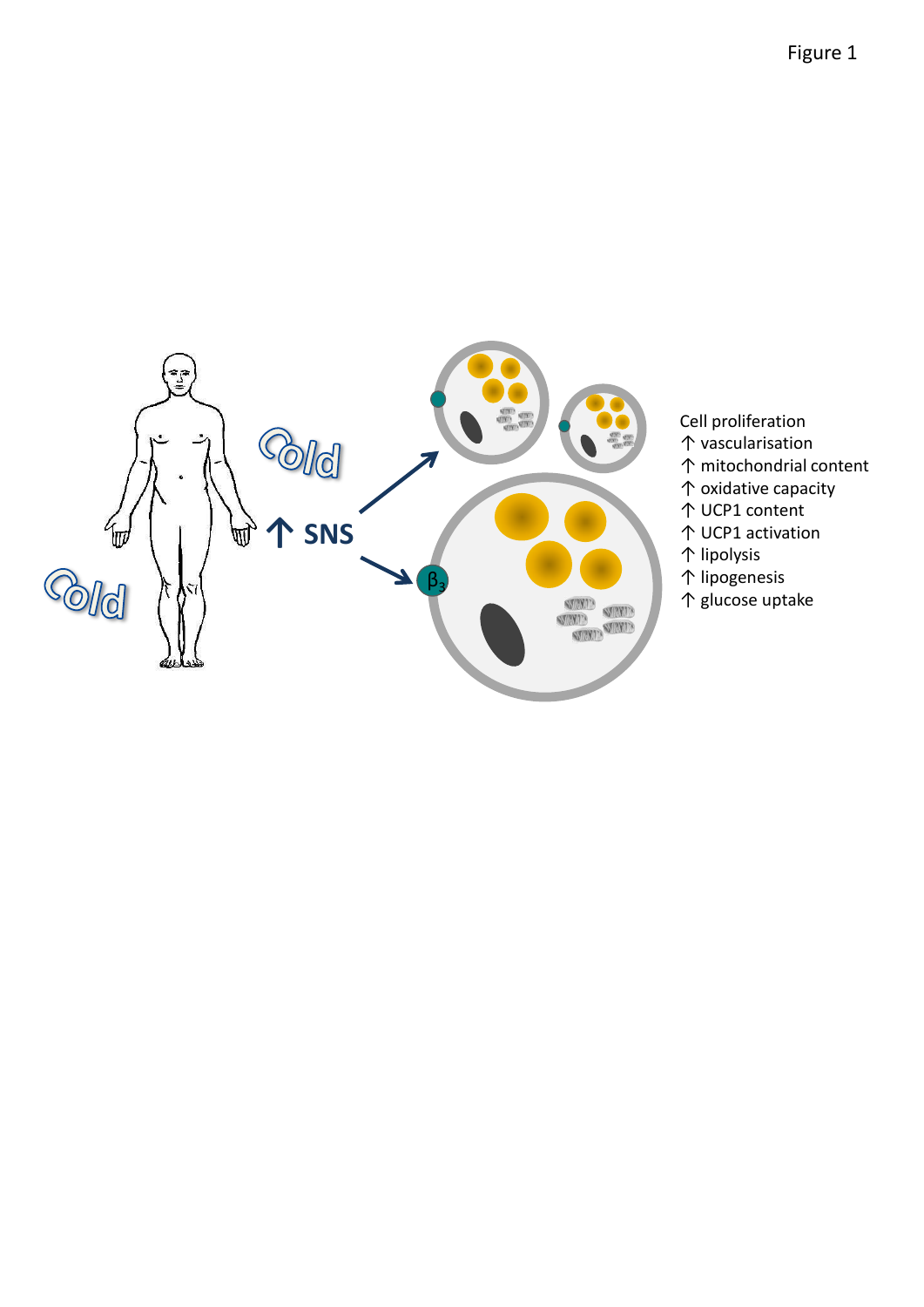Figure 1

Cold

Cold

↑ SNS

$\beta_3$

Cell proliferation
↑ vascularisation
↑ mitochondrial content
↑ oxidative capacity
↑ UCP1 content
↑ UCP1 activation
↑ lipolysis
↑ lipogenesis
↑ glucose uptake